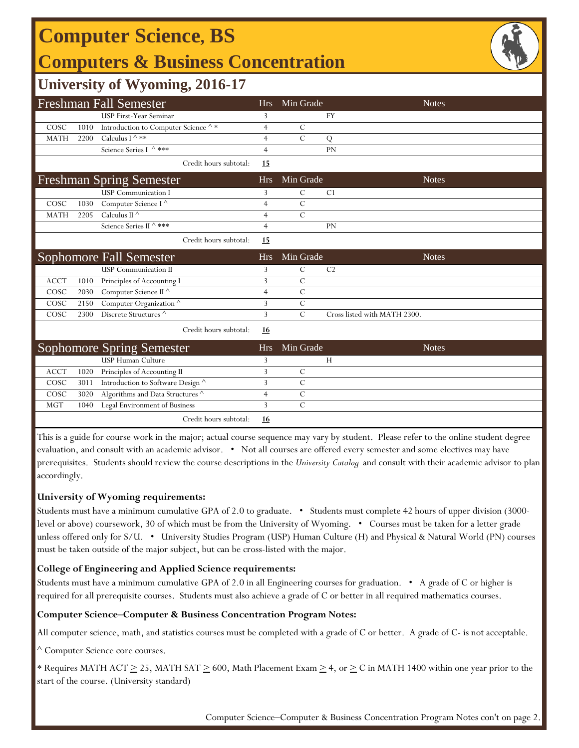# Computer Science, BS

## Computers & Business Concentration

## University of Wyoming, 2016-17

### Freshman Fall Semester

| | | | Hrs | Min Grade | Notes |
|---|---|---|---|---|---|
| | | USP First-Year Seminar | 3 | | FY |
| COSC | 1010 | Introduction to Computer Science ^ * | 4 | C | |
| MATH | 2200 | Calculus I ^ ** | 4 | C | Q |
| | | Science Series I ^ *** | 4 | | PN |
| | | Credit hours subtotal: | **15** | | |

### Freshman Spring Semester

| | | | Hrs | Min Grade | Notes |
|---|---|---|---|---|---|
| | | USP Communication I | 3 | C | C1 |
| COSC | 1030 | Computer Science I ^ | 4 | C | |
| MATH | 2205 | Calculus II ^ | 4 | C | |
| | | Science Series II ^ *** | 4 | | PN |
| | | Credit hours subtotal: | **15** | | |

### Sophomore Fall Semester

| | | | Hrs | Min Grade | Notes |
|---|---|---|---|---|---|
| | | USP Communication II | 3 | C | C2 |
| ACCT | 1010 | Principles of Accounting I | 3 | C | |
| COSC | 2030 | Computer Science II ^ | 4 | C | |
| COSC | 2150 | Computer Organization ^ | 3 | C | |
| COSC | 2300 | Discrete Structures ^ | 3 | C | Cross listed with MATH 2300. |
| | | Credit hours subtotal: | **16** | | |

### Sophomore Spring Semester

| | | | Hrs | Min Grade | Notes |
|---|---|---|---|---|---|
| | | USP Human Culture | 3 | | H |
| ACCT | 1020 | Principles of Accounting II | 3 | C | |
| COSC | 3011 | Introduction to Software Design ^ | 3 | C | |
| COSC | 3020 | Algorithms and Data Structures ^ | 4 | C | |
| MGT | 1040 | Legal Environment of Business | 3 | C | |
| | | Credit hours subtotal: | **16** | | |

This is a guide for course work in the major; actual course sequence may vary by student. Please refer to the online student degree evaluation, and consult with an academic advisor. • Not all courses are offered every semester and some electives may have prerequisites. Students should review the course descriptions in the *University Catalog* and consult with their academic advisor to plan accordingly.

**University of Wyoming requirements:**

Students must have a minimum cumulative GPA of 2.0 to graduate. • Students must complete 42 hours of upper division (3000-level or above) coursework, 30 of which must be from the University of Wyoming. • Courses must be taken for a letter grade unless offered only for S/U. • University Studies Program (USP) Human Culture (H) and Physical & Natural World (PN) courses must be taken outside of the major subject, but can be cross-listed with the major.

**College of Engineering and Applied Science requirements:**

Students must have a minimum cumulative GPA of 2.0 in all Engineering courses for graduation. • A grade of C or higher is required for all prerequisite courses. Students must also achieve a grade of C or better in all required mathematics courses.

**Computer Science–Computer & Business Concentration Program Notes:**

All computer science, math, and statistics courses must be completed with a grade of C or better. A grade of C- is not acceptable.

^ Computer Science core courses.

* Requires MATH ACT ≥ 25, MATH SAT ≥ 600, Math Placement Exam ≥ 4, or ≥ C in MATH 1400 within one year prior to the start of the course. (University standard)

Computer Science–Computer & Business Concentration Program Notes con't on page 2.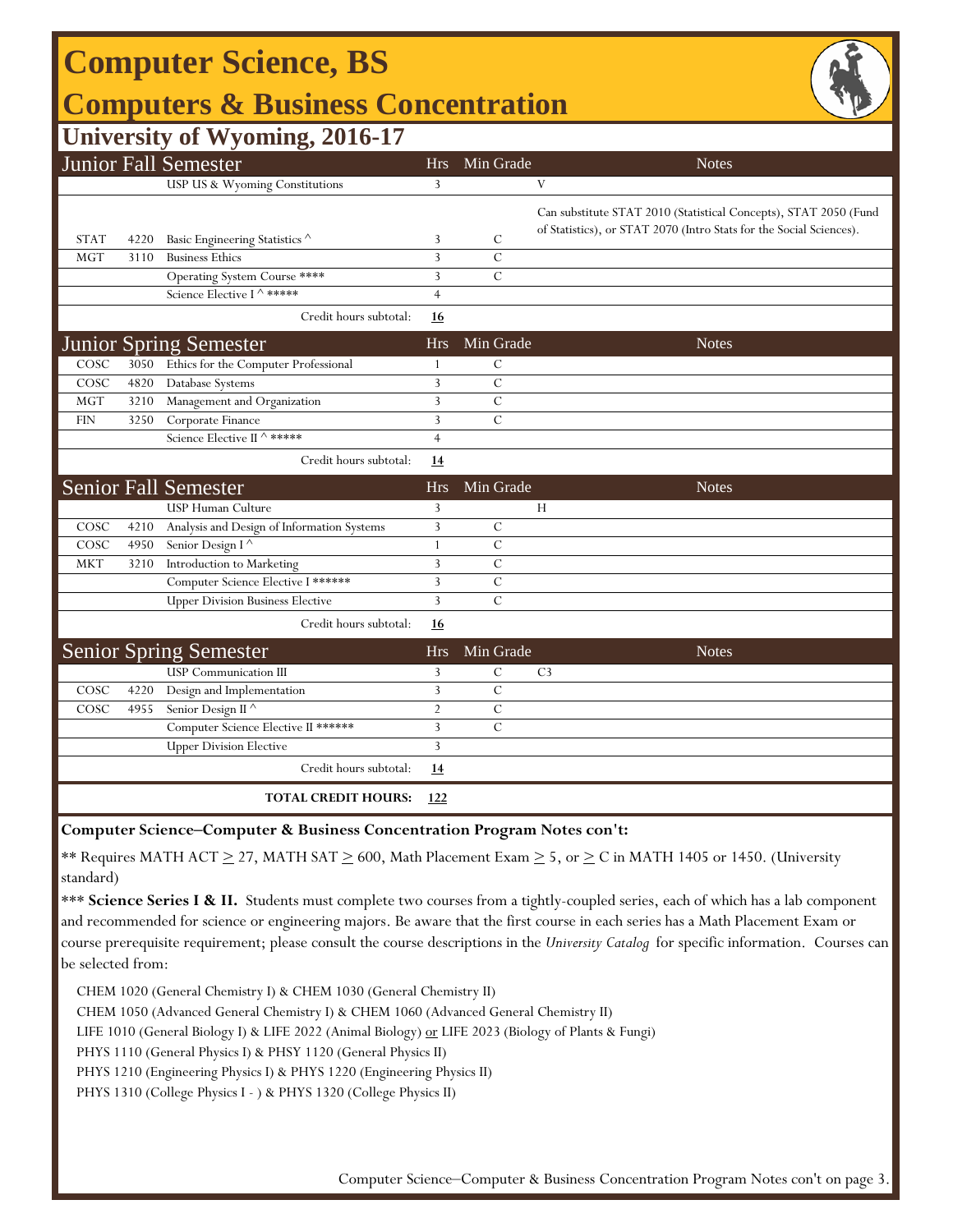# Computer Science, BS

## Computers & Business Concentration

### University of Wyoming, 2016-17

| Junior Fall Semester | | | Hrs | Min Grade | Notes |
|---|---|---|---|---|---|
| | | USP US & Wyoming Constitutions | 3 | | V |
| STAT | 4220 | Basic Engineering Statistics ^ | 3 | C | Can substitute STAT 2010 (Statistical Concepts), STAT 2050 (Fund of Statistics), or STAT 2070 (Intro Stats for the Social Sciences). |
| MGT | 3110 | Business Ethics | 3 | C | |
| | | Operating System Course **** | 3 | C | |
| | | Science Elective I ^ ***** | 4 | | |
| | | Credit hours subtotal: | **16** | | |

| Junior Spring Semester | | | Hrs | Min Grade | Notes |
|---|---|---|---|---|---|
| COSC | 3050 | Ethics for the Computer Professional | 1 | C | |
| COSC | 4820 | Database Systems | 3 | C | |
| MGT | 3210 | Management and Organization | 3 | C | |
| FIN | 3250 | Corporate Finance | 3 | C | |
| | | Science Elective II ^ ***** | 4 | | |
| | | Credit hours subtotal: | **14** | | |

| Senior Fall Semester | | | Hrs | Min Grade | Notes |
|---|---|---|---|---|---|
| | | USP Human Culture | 3 | | H |
| COSC | 4210 | Analysis and Design of Information Systems | 3 | C | |
| COSC | 4950 | Senior Design I ^ | 1 | C | |
| MKT | 3210 | Introduction to Marketing | 3 | C | |
| | | Computer Science Elective I ****** | 3 | C | |
| | | Upper Division Business Elective | 3 | C | |
| | | Credit hours subtotal: | **16** | | |

| Senior Spring Semester | | | Hrs | Min Grade | Notes |
|---|---|---|---|---|---|
| | | USP Communication III | 3 | C | C3 |
| COSC | 4220 | Design and Implementation | 3 | C | |
| COSC | 4955 | Senior Design II ^ | 2 | C | |
| | | Computer Science Elective II ****** | 3 | C | |
| | | Upper Division Elective | 3 | | |
| | | Credit hours subtotal: | **14** | | |
| | | **TOTAL CREDIT HOURS:** | **122** | | |

**Computer Science–Computer & Business Concentration Program Notes con't:**

** Requires MATH ACT $\geq$ 27, MATH SAT $\geq$ 600, Math Placement Exam $\geq$ 5, or $\geq$ C in MATH 1405 or 1450. (University standard)

*** **Science Series I & II.** Students must complete two courses from a tightly-coupled series, each of which has a lab component and recommended for science or engineering majors. Be aware that the first course in each series has a Math Placement Exam or course prerequisite requirement; please consult the course descriptions in the *University Catalog* for specific information. Courses can be selected from:

CHEM 1020 (General Chemistry I) & CHEM 1030 (General Chemistry II)
CHEM 1050 (Advanced General Chemistry I) & CHEM 1060 (Advanced General Chemistry II)
LIFE 1010 (General Biology I) & LIFE 2022 (Animal Biology) or LIFE 2023 (Biology of Plants & Fungi)
PHYS 1110 (General Physics I) & PHSY 1120 (General Physics II)
PHYS 1210 (Engineering Physics I) & PHYS 1220 (Engineering Physics II)
PHYS 1310 (College Physics I - ) & PHYS 1320 (College Physics II)

Computer Science–Computer & Business Concentration Program Notes con't on page 3.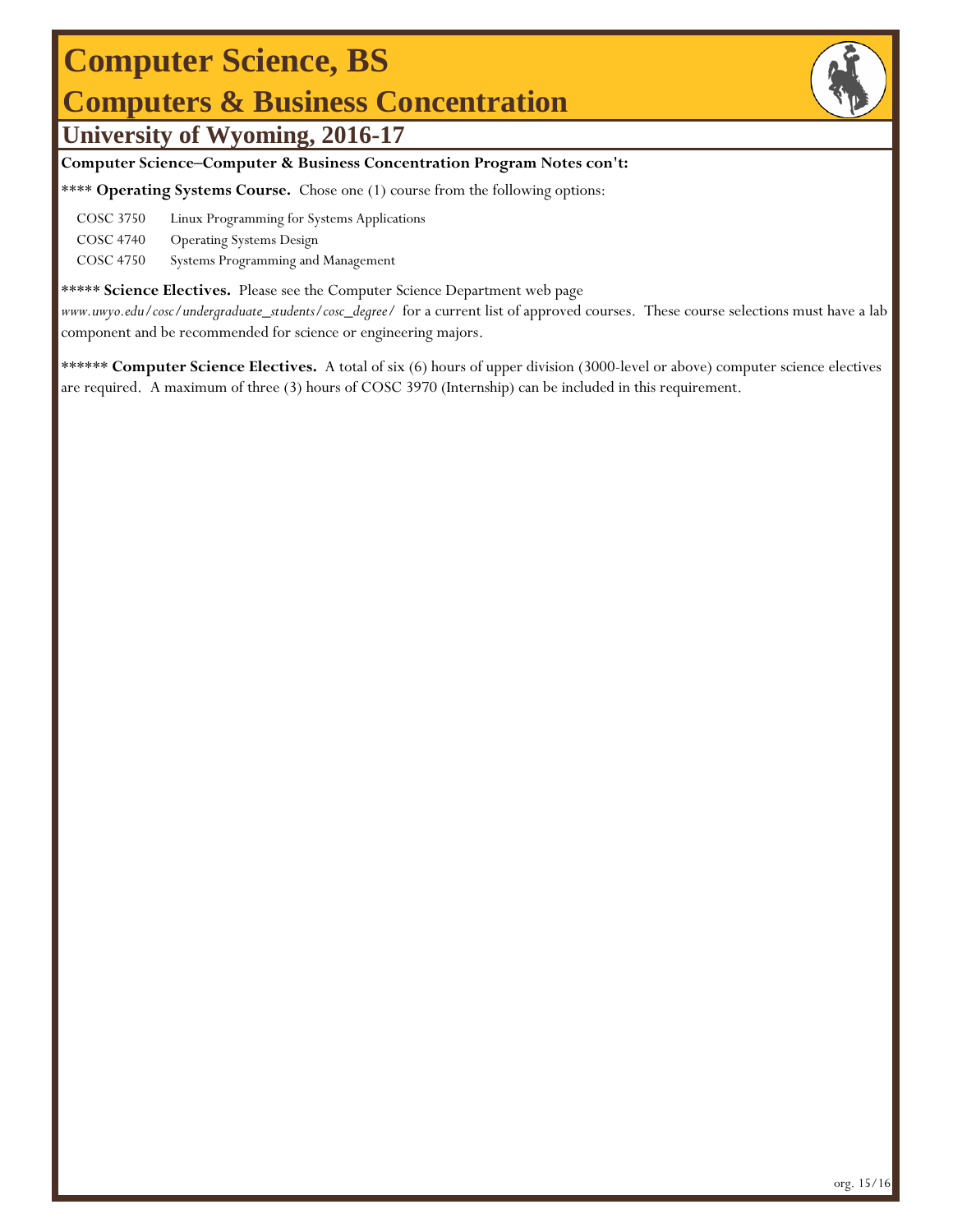# Computer Science, BS

## Computers & Business Concentration

### University of Wyoming, 2016-17

**Computer Science–Computer & Business Concentration Program Notes con't:**

**** **Operating Systems Course.** Chose one (1) course from the following options:

| | |
|---|---|
| COSC 3750 | Linux Programming for Systems Applications |
| COSC 4740 | Operating Systems Design |
| COSC 4750 | Systems Programming and Management |

***** **Science Electives.** Please see the Computer Science Department web page *www.uwyo.edu/cosc/undergraduate_students/cosc_degree/* for a current list of approved courses. These course selections must have a lab component and be recommended for science or engineering majors.

****** **Computer Science Electives.** A total of six (6) hours of upper division (3000-level or above) computer science electives are required. A maximum of three (3) hours of COSC 3970 (Internship) can be included in this requirement.

org. 15/16